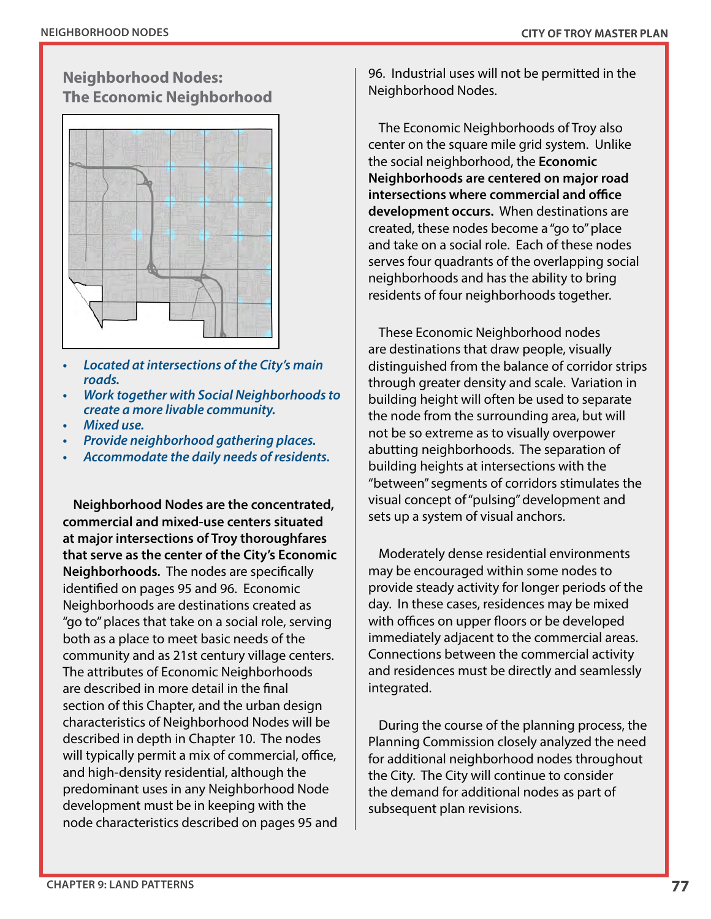## Neighborhood Nodes: The Economic Neighborhood

- *Located at intersections of the City's main roads.*
- *Work together with Social Neighborhoods to create a more livable community.*
- *Mixed use.*
- *Provide neighborhood gathering places.*
- *Accommodate the daily needs of residents.*

**Neighborhood Nodes are the concentrated, commercial and mixed-use centers situated at major intersections of Troy thoroughfares that serve as the center of the City's Economic Neighborhoods.** The nodes are specifically identified on pages 95 and 96. Economic Neighborhoods are destinations created as "go to" places that take on a social role, serving both as a place to meet basic needs of the community and as 21st century village centers. The attributes of Economic Neighborhoods are described in more detail in the final section of this Chapter, and the urban design characteristics of Neighborhood Nodes will be described in depth in Chapter 10. The nodes will typically permit a mix of commercial, office, and high-density residential, although the predominant uses in any Neighborhood Node development must be in keeping with the node characteristics described on pages 95 and 96. Industrial uses will not be permitted in the Neighborhood Nodes.

The Economic Neighborhoods of Troy also center on the square mile grid system. Unlike the social neighborhood, the **Economic Neighborhoods are centered on major road intersections where commercial and office development occurs.** When destinations are created, these nodes become a "go to" place and take on a social role. Each of these nodes serves four quadrants of the overlapping social neighborhoods and has the ability to bring residents of four neighborhoods together.

These Economic Neighborhood nodes are destinations that draw people, visually distinguished from the balance of corridor strips through greater density and scale. Variation in building height will often be used to separate the node from the surrounding area, but will not be so extreme as to visually overpower abutting neighborhoods. The separation of building heights at intersections with the "between" segments of corridors stimulates the visual concept of "pulsing" development and sets up a system of visual anchors.

Moderately dense residential environments may be encouraged within some nodes to provide steady activity for longer periods of the day. In these cases, residences may be mixed with offices on upper floors or be developed immediately adjacent to the commercial areas. Connections between the commercial activity and residences must be directly and seamlessly integrated.

During the course of the planning process, the Planning Commission closely analyzed the need for additional neighborhood nodes throughout the City. The City will continue to consider the demand for additional nodes as part of subsequent plan revisions.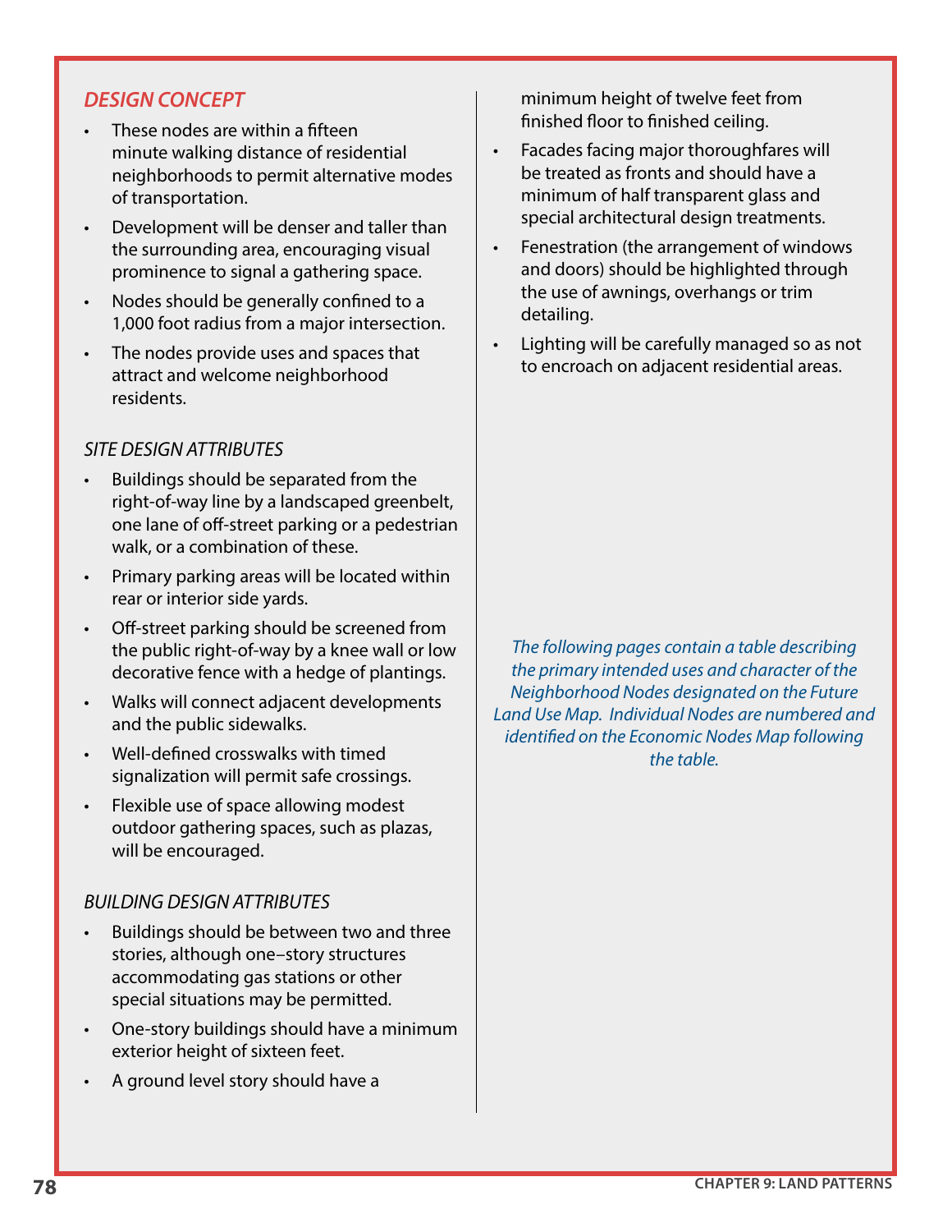## *DESIGN CONCEPT*

- These nodes are within a fifteen minute walking distance of residential neighborhoods to permit alternative modes of transportation.
- Development will be denser and taller than the surrounding area, encouraging visual prominence to signal a gathering space.
- Nodes should be generally confined to a 1,000 foot radius from a major intersection.
- The nodes provide uses and spaces that attract and welcome neighborhood residents.

### *SITE DESIGN ATTRIBUTES*

- Buildings should be separated from the right-of-way line by a landscaped greenbelt, one lane of off-street parking or a pedestrian walk, or a combination of these.
- Primary parking areas will be located within rear or interior side yards.
- Off-street parking should be screened from the public right-of-way by a knee wall or low decorative fence with a hedge of plantings.
- Walks will connect adjacent developments and the public sidewalks.
- Well-defined crosswalks with timed signalization will permit safe crossings.
- Flexible use of space allowing modest outdoor gathering spaces, such as plazas, will be encouraged.

### *BUILDING DESIGN ATTRIBUTES*

- Buildings should be between two and three stories, although one–story structures accommodating gas stations or other special situations may be permitted.
- One-story buildings should have a minimum exterior height of sixteen feet.
- A ground level story should have a minimum height of twelve feet from finished floor to finished ceiling.
- Facades facing major thoroughfares will be treated as fronts and should have a minimum of half transparent glass and special architectural design treatments.
- Fenestration (the arrangement of windows and doors) should be highlighted through the use of awnings, overhangs or trim detailing.
- Lighting will be carefully managed so as not to encroach on adjacent residential areas.

*The following pages contain a table describing the primary intended uses and character of the Neighborhood Nodes designated on the Future Land Use Map. Individual Nodes are numbered and identified on the Economic Nodes Map following the table.*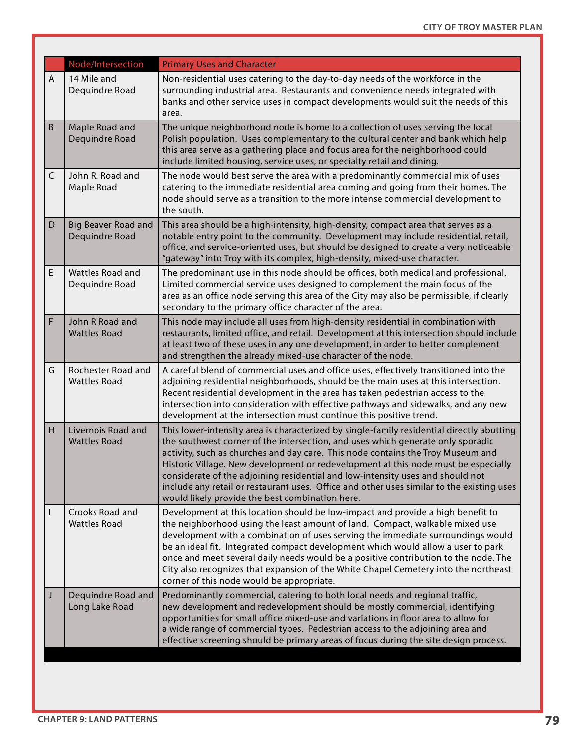| | Node/Intersection | Primary Uses and Character |
|---|---|---|
| A | 14 Mile and Dequindre Road | Non-residential uses catering to the day-to-day needs of the workforce in the surrounding industrial area. Restaurants and convenience needs integrated with banks and other service uses in compact developments would suit the needs of this area. |
| B | Maple Road and Dequindre Road | The unique neighborhood node is home to a collection of uses serving the local Polish population. Uses complementary to the cultural center and bank which help this area serve as a gathering place and focus area for the neighborhood could include limited housing, service uses, or specialty retail and dining. |
| C | John R. Road and Maple Road | The node would best serve the area with a predominantly commercial mix of uses catering to the immediate residential area coming and going from their homes. The node should serve as a transition to the more intense commercial development to the south. |
| D | Big Beaver Road and Dequindre Road | This area should be a high-intensity, high-density, compact area that serves as a notable entry point to the community. Development may include residential, retail, office, and service-oriented uses, but should be designed to create a very noticeable "gateway" into Troy with its complex, high-density, mixed-use character. |
| E | Wattles Road and Dequindre Road | The predominant use in this node should be offices, both medical and professional. Limited commercial service uses designed to complement the main focus of the area as an office node serving this area of the City may also be permissible, if clearly secondary to the primary office character of the area. |
| F | John R Road and Wattles Road | This node may include all uses from high-density residential in combination with restaurants, limited office, and retail. Development at this intersection should include at least two of these uses in any one development, in order to better complement and strengthen the already mixed-use character of the node. |
| G | Rochester Road and Wattles Road | A careful blend of commercial uses and office uses, effectively transitioned into the adjoining residential neighborhoods, should be the main uses at this intersection. Recent residential development in the area has taken pedestrian access to the intersection into consideration with effective pathways and sidewalks, and any new development at the intersection must continue this positive trend. |
| H | Livernois Road and Wattles Road | This lower-intensity area is characterized by single-family residential directly abutting the southwest corner of the intersection, and uses which generate only sporadic activity, such as churches and day care. This node contains the Troy Museum and Historic Village. New development or redevelopment at this node must be especially considerate of the adjoining residential and low-intensity uses and should not include any retail or restaurant uses. Office and other uses similar to the existing uses would likely provide the best combination here. |
| I | Crooks Road and Wattles Road | Development at this location should be low-impact and provide a high benefit to the neighborhood using the least amount of land. Compact, walkable mixed use development with a combination of uses serving the immediate surroundings would be an ideal fit. Integrated compact development which would allow a user to park once and meet several daily needs would be a positive contribution to the node. The City also recognizes that expansion of the White Chapel Cemetery into the northeast corner of this node would be appropriate. |
| J | Dequindre Road and Long Lake Road | Predominantly commercial, catering to both local needs and regional traffic, new development and redevelopment should be mostly commercial, identifying opportunities for small office mixed-use and variations in floor area to allow for a wide range of commercial types. Pedestrian access to the adjoining area and effective screening should be primary areas of focus during the site design process. |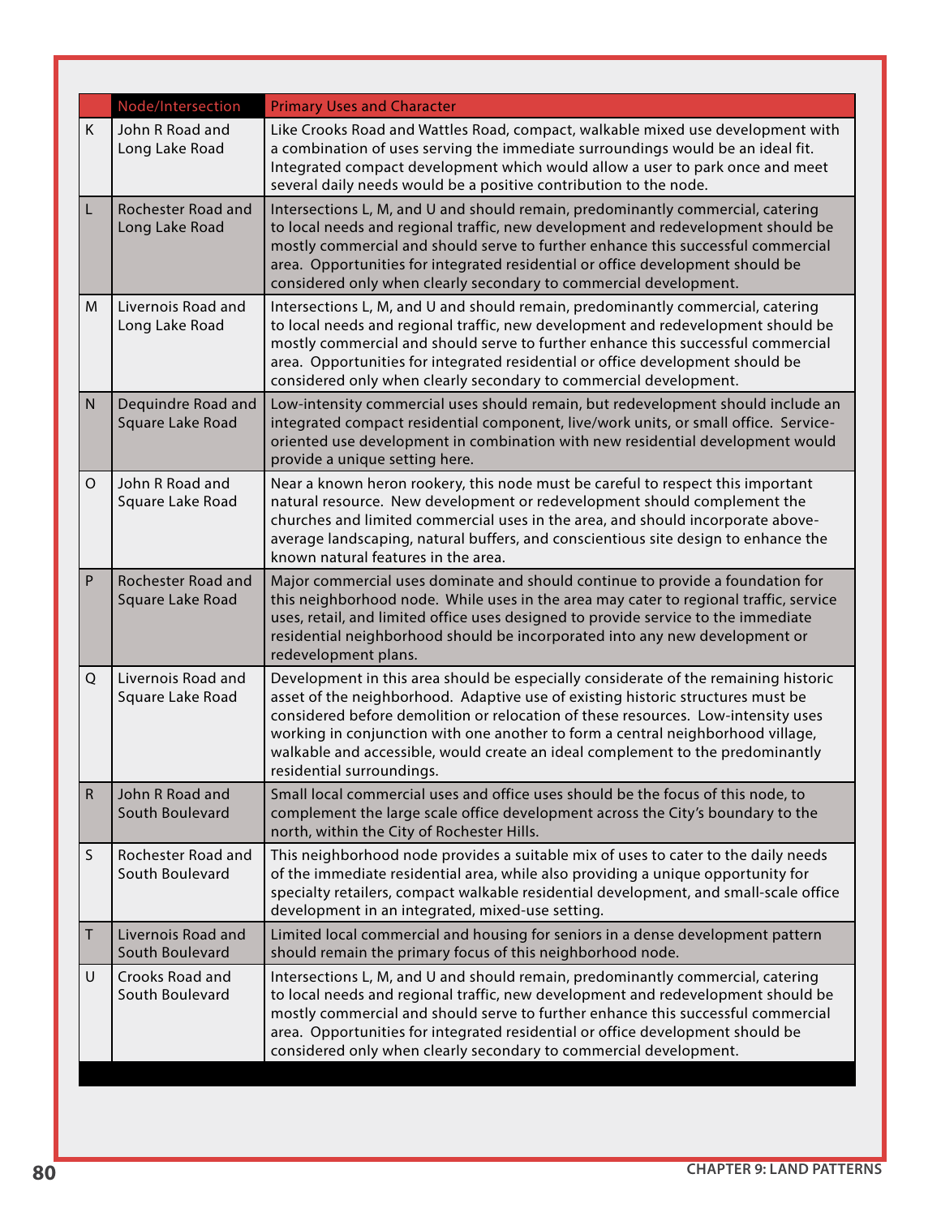| | Node/Intersection | Primary Uses and Character |
|---|---|---|
| K | John R Road and Long Lake Road | Like Crooks Road and Wattles Road, compact, walkable mixed use development with a combination of uses serving the immediate surroundings would be an ideal fit. Integrated compact development which would allow a user to park once and meet several daily needs would be a positive contribution to the node. |
| L | Rochester Road and Long Lake Road | Intersections L, M, and U and should remain, predominantly commercial, catering to local needs and regional traffic, new development and redevelopment should be mostly commercial and should serve to further enhance this successful commercial area. Opportunities for integrated residential or office development should be considered only when clearly secondary to commercial development. |
| M | Livernois Road and Long Lake Road | Intersections L, M, and U and should remain, predominantly commercial, catering to local needs and regional traffic, new development and redevelopment should be mostly commercial and should serve to further enhance this successful commercial area. Opportunities for integrated residential or office development should be considered only when clearly secondary to commercial development. |
| N | Dequindre Road and Square Lake Road | Low-intensity commercial uses should remain, but redevelopment should include an integrated compact residential component, live/work units, or small office. Service-oriented use development in combination with new residential development would provide a unique setting here. |
| O | John R Road and Square Lake Road | Near a known heron rookery, this node must be careful to respect this important natural resource. New development or redevelopment should complement the churches and limited commercial uses in the area, and should incorporate above-average landscaping, natural buffers, and conscientious site design to enhance the known natural features in the area. |
| P | Rochester Road and Square Lake Road | Major commercial uses dominate and should continue to provide a foundation for this neighborhood node. While uses in the area may cater to regional traffic, service uses, retail, and limited office uses designed to provide service to the immediate residential neighborhood should be incorporated into any new development or redevelopment plans. |
| Q | Livernois Road and Square Lake Road | Development in this area should be especially considerate of the remaining historic asset of the neighborhood. Adaptive use of existing historic structures must be considered before demolition or relocation of these resources. Low-intensity uses working in conjunction with one another to form a central neighborhood village, walkable and accessible, would create an ideal complement to the predominantly residential surroundings. |
| R | John R Road and South Boulevard | Small local commercial uses and office uses should be the focus of this node, to complement the large scale office development across the City's boundary to the north, within the City of Rochester Hills. |
| S | Rochester Road and South Boulevard | This neighborhood node provides a suitable mix of uses to cater to the daily needs of the immediate residential area, while also providing a unique opportunity for specialty retailers, compact walkable residential development, and small-scale office development in an integrated, mixed-use setting. |
| T | Livernois Road and South Boulevard | Limited local commercial and housing for seniors in a dense development pattern should remain the primary focus of this neighborhood node. |
| U | Crooks Road and South Boulevard | Intersections L, M, and U and should remain, predominantly commercial, catering to local needs and regional traffic, new development and redevelopment should be mostly commercial and should serve to further enhance this successful commercial area. Opportunities for integrated residential or office development should be considered only when clearly secondary to commercial development. |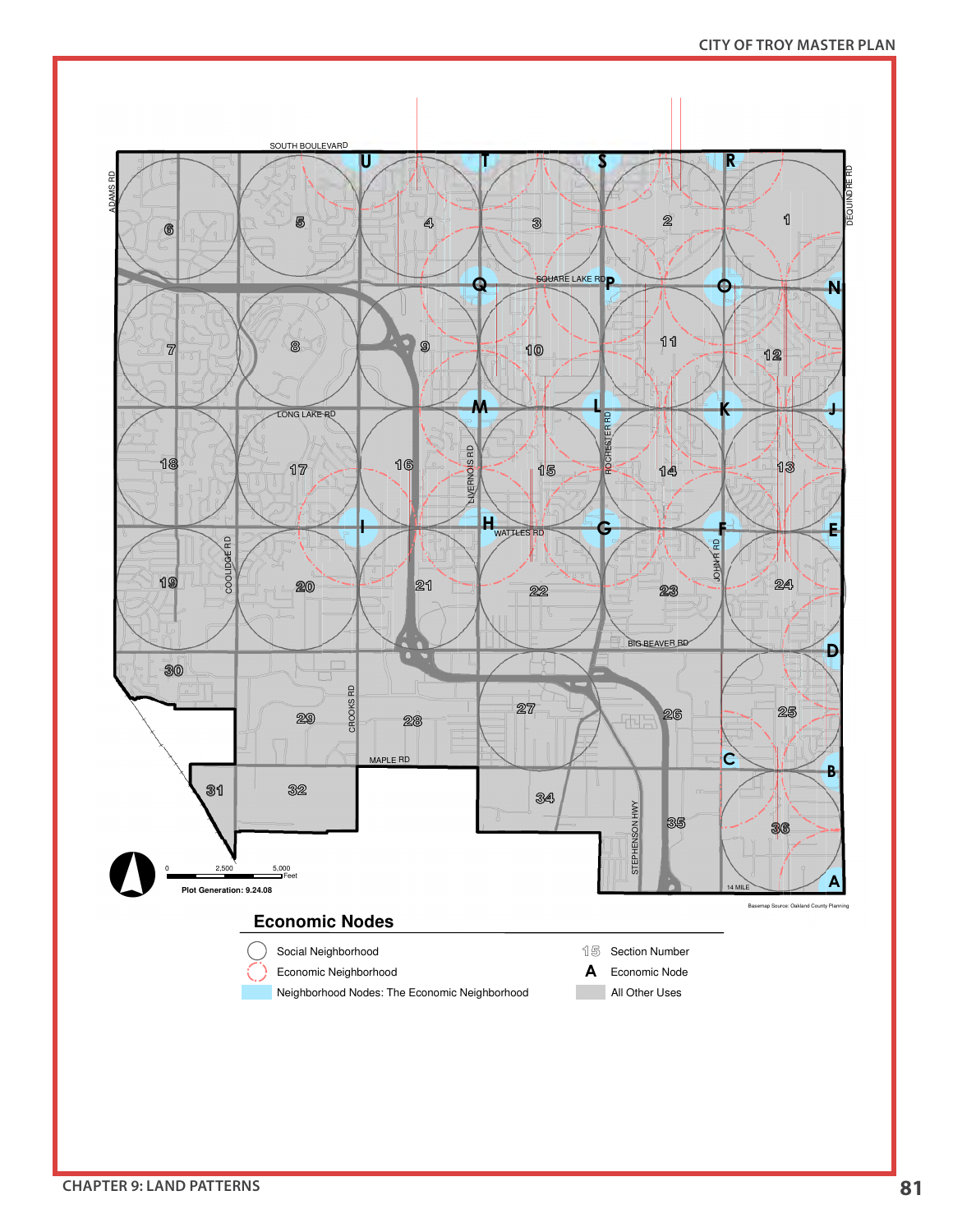SOUTH BOULEVARD

ADAMS RD

DEQUINDRE RD

SQUARE LAKE RD

LONG LAKE RD

LIVERNOIS RD

ROCHESTER RD

WATTLES RD

COOLIDGE RD

JOHN R RD

BIG BEAVER RD

CROOKS RD

MAPLE RD

STEPHENSON HWY

14 MILE

U T S R

N O P Q

M L K J

I H G F E

D C B A

6 5 4 3 2 1

7 8 9 10 11 12

18 17 16 15 14 13

19 20 21 22 23 24

30 29 28 27 26 25

31 32 34 35 36

0 2,500 5,000 Feet

Plot Generation: 9.24.08

Basemap Source: Oakland County Planning

## Economic Nodes

- Social Neighborhood
- Economic Neighborhood
- Neighborhood Nodes: The Economic Neighborhood
- 15 Section Number
- A Economic Node
- All Other Uses